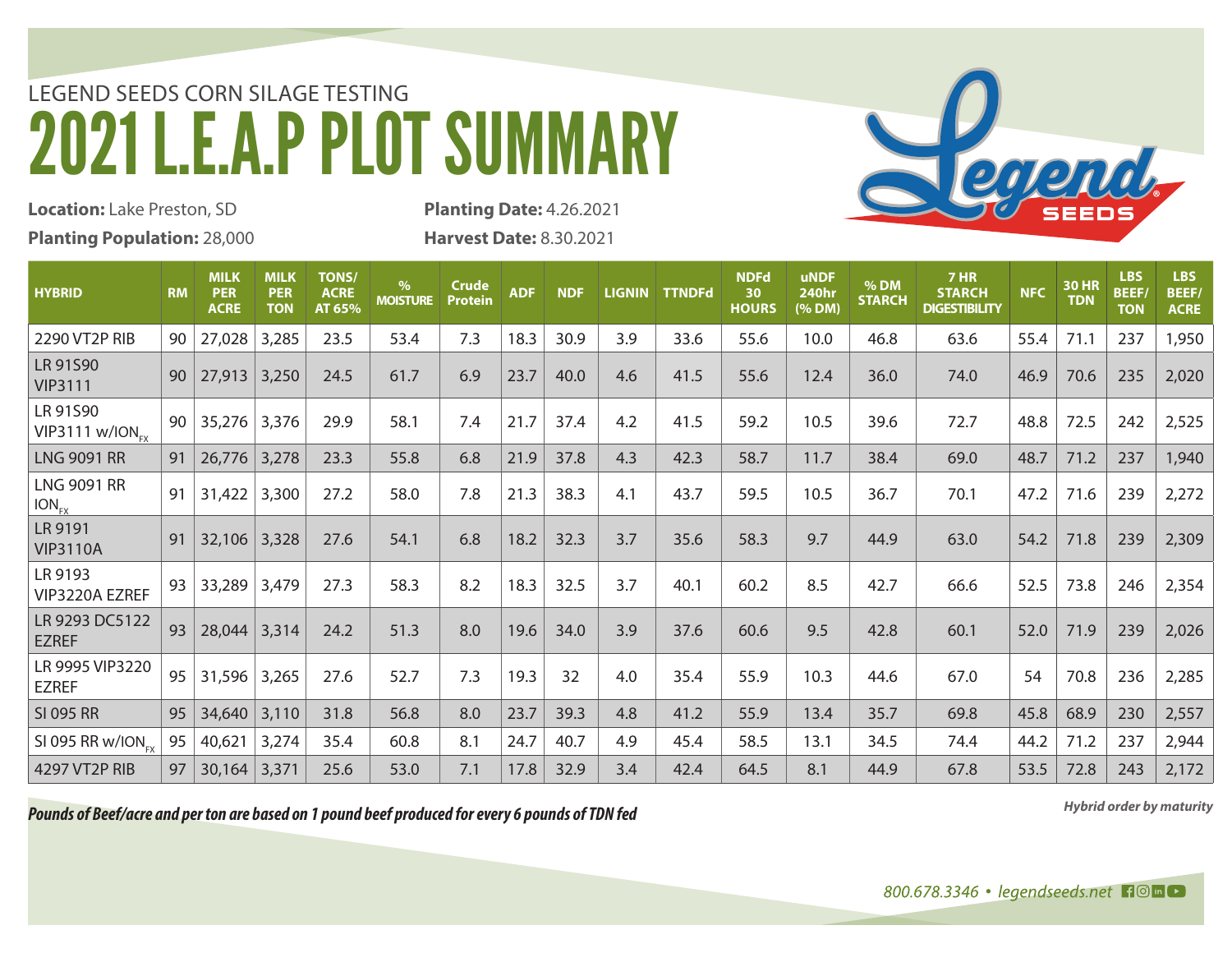LEGEND SEEDS CORN SILAGE TESTING

# 2021 L.E.A.P PLOT SUMMARY

**Location:** Lake Preston, SD

**Planting Population:** 28,000

**Planting Date:** 4.26.2021

**Harvest Date:** 8.30.2021

| HYBRID | RM | MILK PER ACRE | MILK PER TON | TONS/ ACRE AT 65% | % MOISTURE | Crude Protein | ADF | NDF | LIGNIN | TTNDFd | NDFd 30 HOURS | uNDF 240hr (% DM) | % DM STARCH | 7 HR STARCH DIGESTIBILITY | NFC | 30 HR TDN | LBS BEEF/ TON | LBS BEEF/ ACRE |
|---|---|---|---|---|---|---|---|---|---|---|---|---|---|---|---|---|---|---|
| 2290 VT2P RIB | 90 | 27,028 | 3,285 | 23.5 | 53.4 | 7.3 | 18.3 | 30.9 | 3.9 | 33.6 | 55.6 | 10.0 | 46.8 | 63.6 | 55.4 | 71.1 | 237 | 1,950 |
| LR 91S90 VIP3111 | 90 | 27,913 | 3,250 | 24.5 | 61.7 | 6.9 | 23.7 | 40.0 | 4.6 | 41.5 | 55.6 | 12.4 | 36.0 | 74.0 | 46.9 | 70.6 | 235 | 2,020 |
| LR 91S90 VIP3111 w/ION$_{FX}$ | 90 | 35,276 | 3,376 | 29.9 | 58.1 | 7.4 | 21.7 | 37.4 | 4.2 | 41.5 | 59.2 | 10.5 | 39.6 | 72.7 | 48.8 | 72.5 | 242 | 2,525 |
| LNG 9091 RR | 91 | 26,776 | 3,278 | 23.3 | 55.8 | 6.8 | 21.9 | 37.8 | 4.3 | 42.3 | 58.7 | 11.7 | 38.4 | 69.0 | 48.7 | 71.2 | 237 | 1,940 |
| LNG 9091 RR ION$_{FX}$ | 91 | 31,422 | 3,300 | 27.2 | 58.0 | 7.8 | 21.3 | 38.3 | 4.1 | 43.7 | 59.5 | 10.5 | 36.7 | 70.1 | 47.2 | 71.6 | 239 | 2,272 |
| LR 9191 VIP3110A | 91 | 32,106 | 3,328 | 27.6 | 54.1 | 6.8 | 18.2 | 32.3 | 3.7 | 35.6 | 58.3 | 9.7 | 44.9 | 63.0 | 54.2 | 71.8 | 239 | 2,309 |
| LR 9193 VIP3220A EZREF | 93 | 33,289 | 3,479 | 27.3 | 58.3 | 8.2 | 18.3 | 32.5 | 3.7 | 40.1 | 60.2 | 8.5 | 42.7 | 66.6 | 52.5 | 73.8 | 246 | 2,354 |
| LR 9293 DC5122 EZREF | 93 | 28,044 | 3,314 | 24.2 | 51.3 | 8.0 | 19.6 | 34.0 | 3.9 | 37.6 | 60.6 | 9.5 | 42.8 | 60.1 | 52.0 | 71.9 | 239 | 2,026 |
| LR 9995 VIP3220 EZREF | 95 | 31,596 | 3,265 | 27.6 | 52.7 | 7.3 | 19.3 | 32 | 4.0 | 35.4 | 55.9 | 10.3 | 44.6 | 67.0 | 54 | 70.8 | 236 | 2,285 |
| SI 095 RR | 95 | 34,640 | 3,110 | 31.8 | 56.8 | 8.0 | 23.7 | 39.3 | 4.8 | 41.2 | 55.9 | 13.4 | 35.7 | 69.8 | 45.8 | 68.9 | 230 | 2,557 |
| SI 095 RR w/ION$_{FX}$ | 95 | 40,621 | 3,274 | 35.4 | 60.8 | 8.1 | 24.7 | 40.7 | 4.9 | 45.4 | 58.5 | 13.1 | 34.5 | 74.4 | 44.2 | 71.2 | 237 | 2,944 |
| 4297 VT2P RIB | 97 | 30,164 | 3,371 | 25.6 | 53.0 | 7.1 | 17.8 | 32.9 | 3.4 | 42.4 | 64.5 | 8.1 | 44.9 | 67.8 | 53.5 | 72.8 | 243 | 2,172 |

***Pounds of Beef/acre and per ton are based on 1 pound beef produced for every 6 pounds of TDN fed***

***Hybrid order by maturity***

*800.678.3346 • legendseeds.net*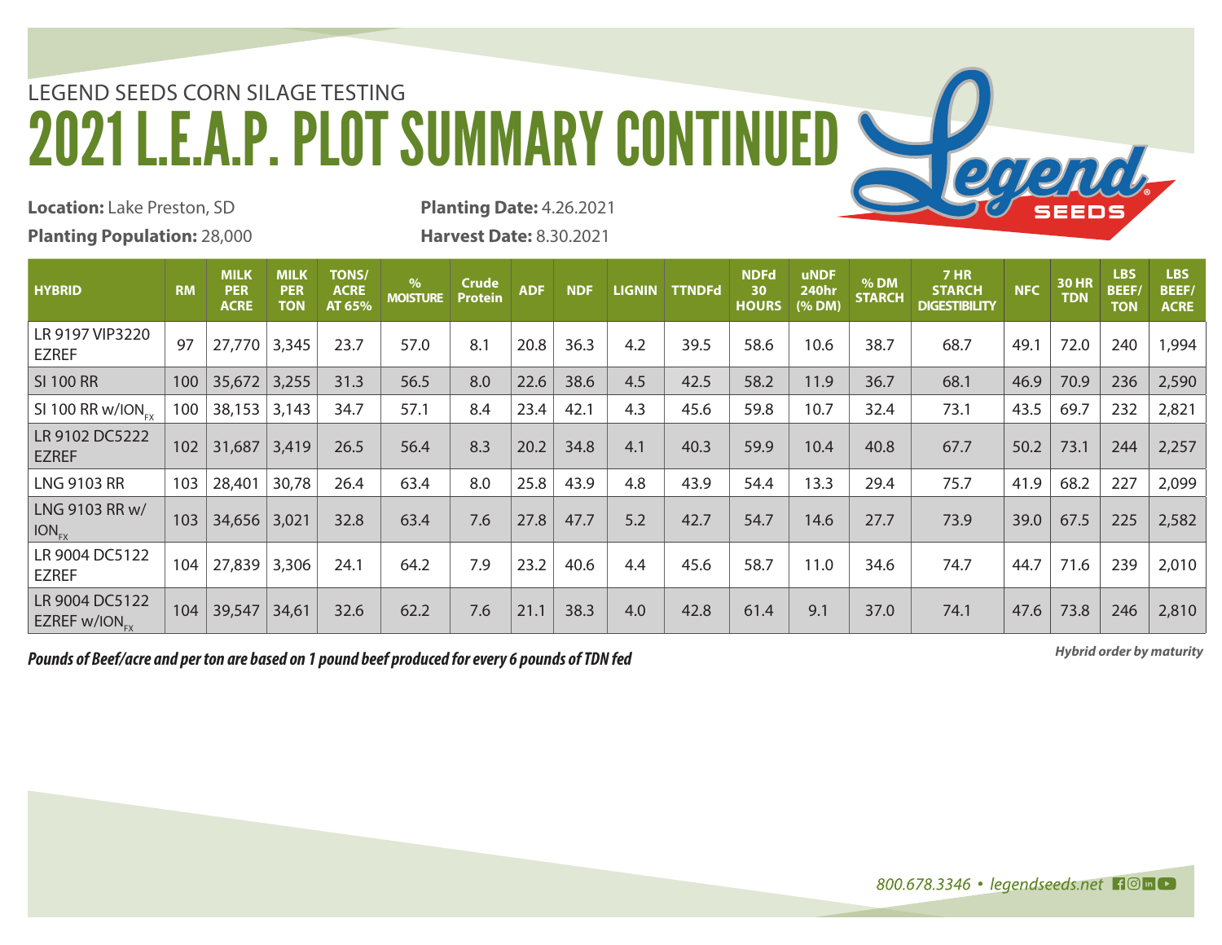LEGEND SEEDS CORN SILAGE TESTING

# 2021 L.E.A.P. PLOT SUMMARY CONTINUED

**Location:** Lake Preston, SD

**Planting Population:** 28,000

**Planting Date:** 4.26.2021

**Harvest Date:** 8.30.2021

| HYBRID | RM | MILK PER ACRE | MILK PER TON | TONS/ ACRE AT 65% | % MOISTURE | Crude Protein | ADF | NDF | LIGNIN | TTNDFd | NDFd 30 HOURS | uNDF 240hr (% DM) | % DM STARCH | 7 HR STARCH DIGESTIBILITY | NFC | 30 HR TDN | LBS BEEF/ TON | LBS BEEF/ ACRE |
|---|---|---|---|---|---|---|---|---|---|---|---|---|---|---|---|---|---|---|
| LR 9197 VIP3220 EZREF | 97 | 27,770 | 3,345 | 23.7 | 57.0 | 8.1 | 20.8 | 36.3 | 4.2 | 39.5 | 58.6 | 10.6 | 38.7 | 68.7 | 49.1 | 72.0 | 240 | 1,994 |
| SI 100 RR | 100 | 35,672 | 3,255 | 31.3 | 56.5 | 8.0 | 22.6 | 38.6 | 4.5 | 42.5 | 58.2 | 11.9 | 36.7 | 68.1 | 46.9 | 70.9 | 236 | 2,590 |
| SI 100 RR w/ION$_{FX}$ | 100 | 38,153 | 3,143 | 34.7 | 57.1 | 8.4 | 23.4 | 42.1 | 4.3 | 45.6 | 59.8 | 10.7 | 32.4 | 73.1 | 43.5 | 69.7 | 232 | 2,821 |
| LR 9102 DC5222 EZREF | 102 | 31,687 | 3,419 | 26.5 | 56.4 | 8.3 | 20.2 | 34.8 | 4.1 | 40.3 | 59.9 | 10.4 | 40.8 | 67.7 | 50.2 | 73.1 | 244 | 2,257 |
| LNG 9103 RR | 103 | 28,401 | 30,78 | 26.4 | 63.4 | 8.0 | 25.8 | 43.9 | 4.8 | 43.9 | 54.4 | 13.3 | 29.4 | 75.7 | 41.9 | 68.2 | 227 | 2,099 |
| LNG 9103 RR w/ ION$_{FX}$ | 103 | 34,656 | 3,021 | 32.8 | 63.4 | 7.6 | 27.8 | 47.7 | 5.2 | 42.7 | 54.7 | 14.6 | 27.7 | 73.9 | 39.0 | 67.5 | 225 | 2,582 |
| LR 9004 DC5122 EZREF | 104 | 27,839 | 3,306 | 24.1 | 64.2 | 7.9 | 23.2 | 40.6 | 4.4 | 45.6 | 58.7 | 11.0 | 34.6 | 74.7 | 44.7 | 71.6 | 239 | 2,010 |
| LR 9004 DC5122 EZREF w/ION$_{FX}$ | 104 | 39,547 | 34,61 | 32.6 | 62.2 | 7.6 | 21.1 | 38.3 | 4.0 | 42.8 | 61.4 | 9.1 | 37.0 | 74.1 | 47.6 | 73.8 | 246 | 2,810 |

***Pounds of Beef/acre and per ton are based on 1 pound beef produced for every 6 pounds of TDN fed***

***Hybrid order by maturity***

*800.678.3346 • legendseeds.net*